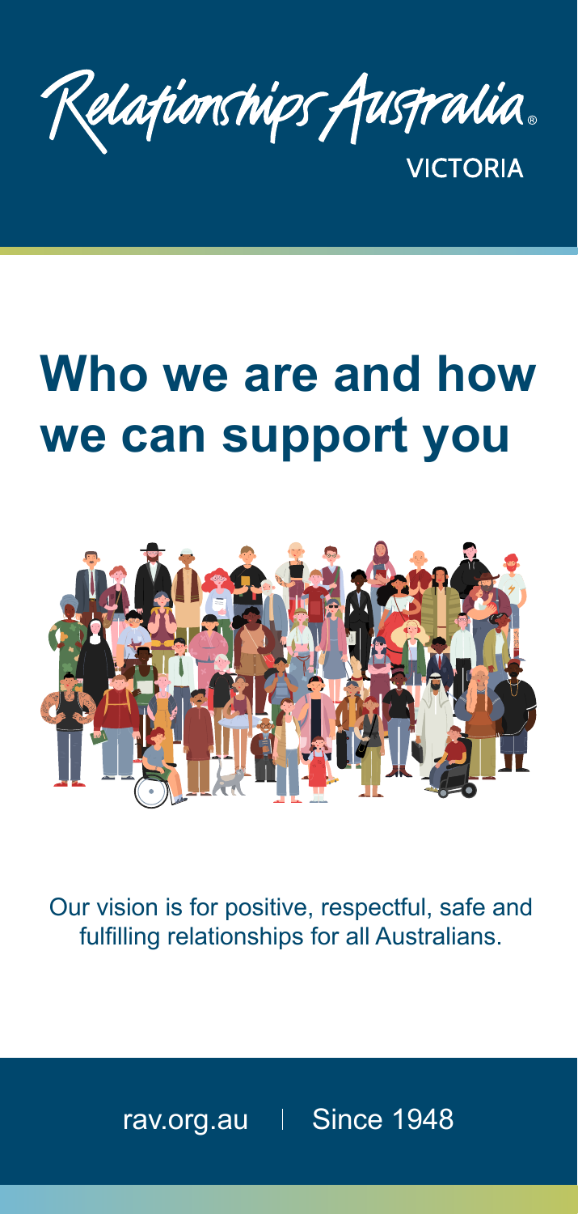Relationships Australia®
VICTORIA

# Who we are and how we can support you

Our vision is for positive, respectful, safe and fulfilling relationships for all Australians.

rav.org.au | Since 1948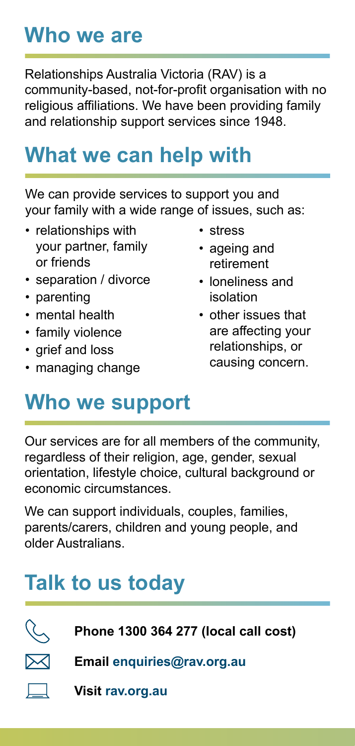## Who we are

Relationships Australia Victoria (RAV) is a community-based, not-for-profit organisation with no religious affiliations. We have been providing family and relationship support services since 1948.

## What we can help with

We can provide services to support you and your family with a wide range of issues, such as:

- relationships with your partner, family or friends
- separation / divorce
- parenting
- mental health
- family violence
- grief and loss
- managing change
- stress
- ageing and retirement
- loneliness and isolation
- other issues that are affecting your relationships, or causing concern.

## Who we support

Our services are for all members of the community, regardless of their religion, age, gender, sexual orientation, lifestyle choice, cultural background or economic circumstances.

We can support individuals, couples, families, parents/carers, children and young people, and older Australians.

## Talk to us today

**Phone 1300 364 277 (local call cost)**

**Email enquiries@rav.org.au**

**Visit rav.org.au**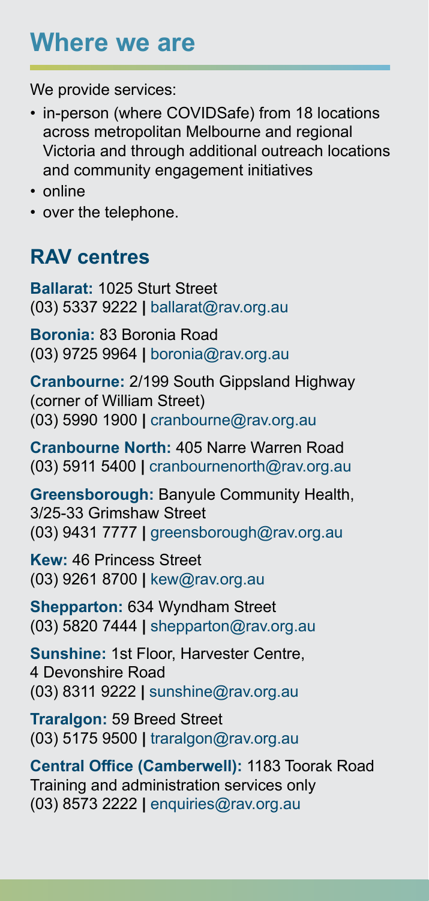# Where we are

We provide services:

- in-person (where COVIDSafe) from 18 locations across metropolitan Melbourne and regional Victoria and through additional outreach locations and community engagement initiatives
- online
- over the telephone.

## RAV centres

**Ballarat:** 1025 Sturt Street
(03) 5337 9222 **|** ballarat@rav.org.au

**Boronia:** 83 Boronia Road
(03) 9725 9964 **|** boronia@rav.org.au

**Cranbourne:** 2/199 South Gippsland Highway (corner of William Street)
(03) 5990 1900 **|** cranbourne@rav.org.au

**Cranbourne North:** 405 Narre Warren Road
(03) 5911 5400 **|** cranbournenorth@rav.org.au

**Greensborough:** Banyule Community Health, 3/25-33 Grimshaw Street
(03) 9431 7777 **|** greensborough@rav.org.au

**Kew:** 46 Princess Street
(03) 9261 8700 **|** kew@rav.org.au

**Shepparton:** 634 Wyndham Street
(03) 5820 7444 **|** shepparton@rav.org.au

**Sunshine:** 1st Floor, Harvester Centre, 4 Devonshire Road
(03) 8311 9222 **|** sunshine@rav.org.au

**Traralgon:** 59 Breed Street
(03) 5175 9500 **|** traralgon@rav.org.au

**Central Office (Camberwell):** 1183 Toorak Road
Training and administration services only
(03) 8573 2222 **|** enquiries@rav.org.au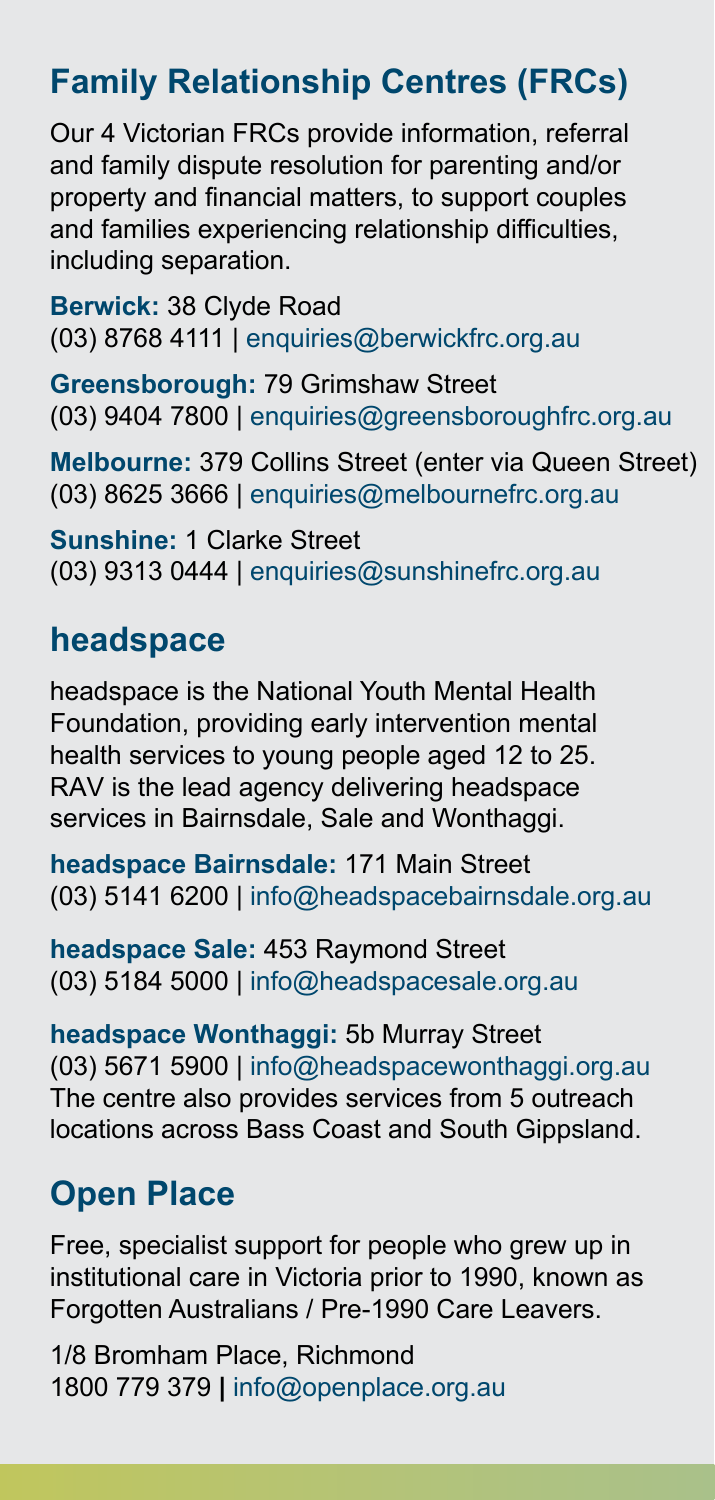## Family Relationship Centres (FRCs)

Our 4 Victorian FRCs provide information, referral and family dispute resolution for parenting and/or property and financial matters, to support couples and families experiencing relationship difficulties, including separation.

**Berwick:** 38 Clyde Road
(03) 8768 4111 | enquiries@berwickfrc.org.au

**Greensborough:** 79 Grimshaw Street
(03) 9404 7800 | enquiries@greensboroughfrc.org.au

**Melbourne:** 379 Collins Street (enter via Queen Street)
(03) 8625 3666 | enquiries@melbournefrc.org.au

**Sunshine:** 1 Clarke Street
(03) 9313 0444 | enquiries@sunshinefrc.org.au

## headspace

headspace is the National Youth Mental Health Foundation, providing early intervention mental health services to young people aged 12 to 25. RAV is the lead agency delivering headspace services in Bairnsdale, Sale and Wonthaggi.

**headspace Bairnsdale:** 171 Main Street
(03) 5141 6200 | info@headspacebairnsdale.org.au

**headspace Sale:** 453 Raymond Street
(03) 5184 5000 | info@headspacesale.org.au

**headspace Wonthaggi:** 5b Murray Street
(03) 5671 5900 | info@headspacewonthaggi.org.au
The centre also provides services from 5 outreach locations across Bass Coast and South Gippsland.

## Open Place

Free, specialist support for people who grew up in institutional care in Victoria prior to 1990, known as Forgotten Australians / Pre-1990 Care Leavers.

1/8 Bromham Place, Richmond
1800 779 379 | info@openplace.org.au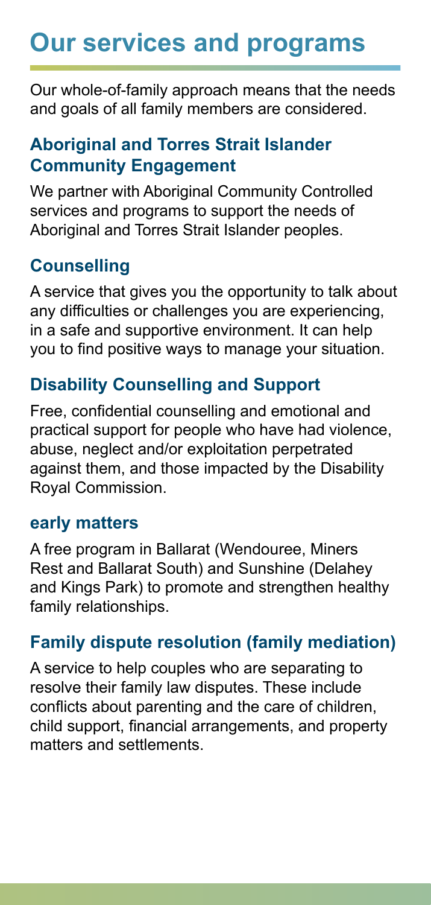# Our services and programs

Our whole-of-family approach means that the needs and goals of all family members are considered.

### Aboriginal and Torres Strait Islander Community Engagement

We partner with Aboriginal Community Controlled services and programs to support the needs of Aboriginal and Torres Strait Islander peoples.

### Counselling

A service that gives you the opportunity to talk about any difficulties or challenges you are experiencing, in a safe and supportive environment. It can help you to find positive ways to manage your situation.

### Disability Counselling and Support

Free, confidential counselling and emotional and practical support for people who have had violence, abuse, neglect and/or exploitation perpetrated against them, and those impacted by the Disability Royal Commission.

### early matters

A free program in Ballarat (Wendouree, Miners Rest and Ballarat South) and Sunshine (Delahey and Kings Park) to promote and strengthen healthy family relationships.

### Family dispute resolution (family mediation)

A service to help couples who are separating to resolve their family law disputes. These include conflicts about parenting and the care of children, child support, financial arrangements, and property matters and settlements.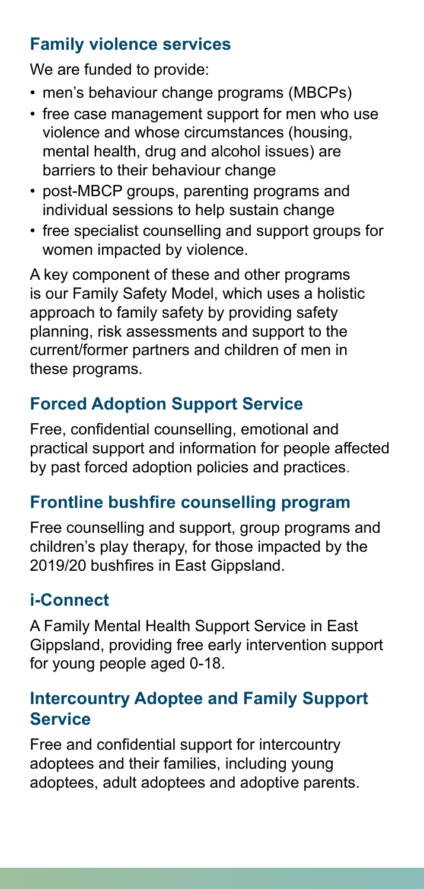## Family violence services

We are funded to provide:

- men's behaviour change programs (MBCPs)
- free case management support for men who use violence and whose circumstances (housing, mental health, drug and alcohol issues) are barriers to their behaviour change
- post-MBCP groups, parenting programs and individual sessions to help sustain change
- free specialist counselling and support groups for women impacted by violence.

A key component of these and other programs is our Family Safety Model, which uses a holistic approach to family safety by providing safety planning, risk assessments and support to the current/former partners and children of men in these programs.

## Forced Adoption Support Service

Free, confidential counselling, emotional and practical support and information for people affected by past forced adoption policies and practices.

## Frontline bushfire counselling program

Free counselling and support, group programs and children's play therapy, for those impacted by the 2019/20 bushfires in East Gippsland.

## i-Connect

A Family Mental Health Support Service in East Gippsland, providing free early intervention support for young people aged 0-18.

## Intercountry Adoptee and Family Support Service

Free and confidential support for intercountry adoptees and their families, including young adoptees, adult adoptees and adoptive parents.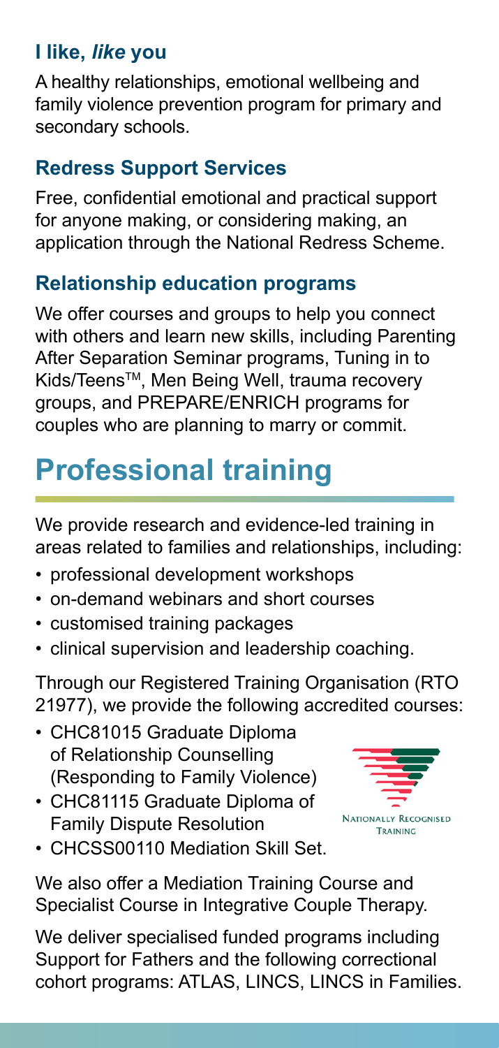### I like, *like* you

A healthy relationships, emotional wellbeing and family violence prevention program for primary and secondary schools.

### Redress Support Services

Free, confidential emotional and practical support for anyone making, or considering making, an application through the National Redress Scheme.

### Relationship education programs

We offer courses and groups to help you connect with others and learn new skills, including Parenting After Separation Seminar programs, Tuning in to Kids/Teens™, Men Being Well, trauma recovery groups, and PREPARE/ENRICH programs for couples who are planning to marry or commit.

## Professional training

We provide research and evidence-led training in areas related to families and relationships, including:

- professional development workshops
- on-demand webinars and short courses
- customised training packages
- clinical supervision and leadership coaching.

Through our Registered Training Organisation (RTO 21977), we provide the following accredited courses:

- CHC81015 Graduate Diploma of Relationship Counselling (Responding to Family Violence)
- CHC81115 Graduate Diploma of Family Dispute Resolution
- CHCSS00110 Mediation Skill Set.

Nationally Recognised Training

We also offer a Mediation Training Course and Specialist Course in Integrative Couple Therapy.

We deliver specialised funded programs including Support for Fathers and the following correctional cohort programs: ATLAS, LINCS, LINCS in Families.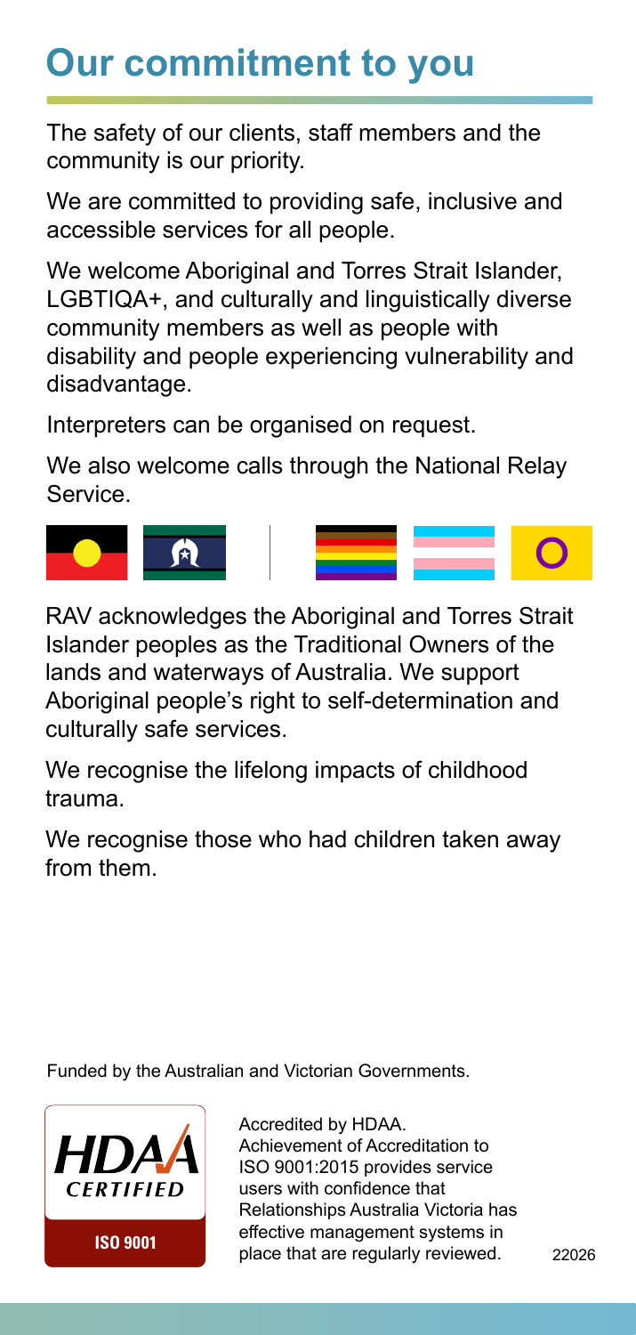# Our commitment to you

The safety of our clients, staff members and the community is our priority.

We are committed to providing safe, inclusive and accessible services for all people.

We welcome Aboriginal and Torres Strait Islander, LGBTIQA+, and culturally and linguistically diverse community members as well as people with disability and people experiencing vulnerability and disadvantage.

Interpreters can be organised on request.

We also welcome calls through the National Relay Service.

RAV acknowledges the Aboriginal and Torres Strait Islander peoples as the Traditional Owners of the lands and waterways of Australia. We support Aboriginal people's right to self-determination and culturally safe services.

We recognise the lifelong impacts of childhood trauma.

We recognise those who had children taken away from them.

Funded by the Australian and Victorian Governments.

HDAA CERTIFIED

ISO 9001

Accredited by HDAA. Achievement of Accreditation to ISO 9001:2015 provides service users with confidence that Relationships Australia Victoria has effective management systems in place that are regularly reviewed.

22026